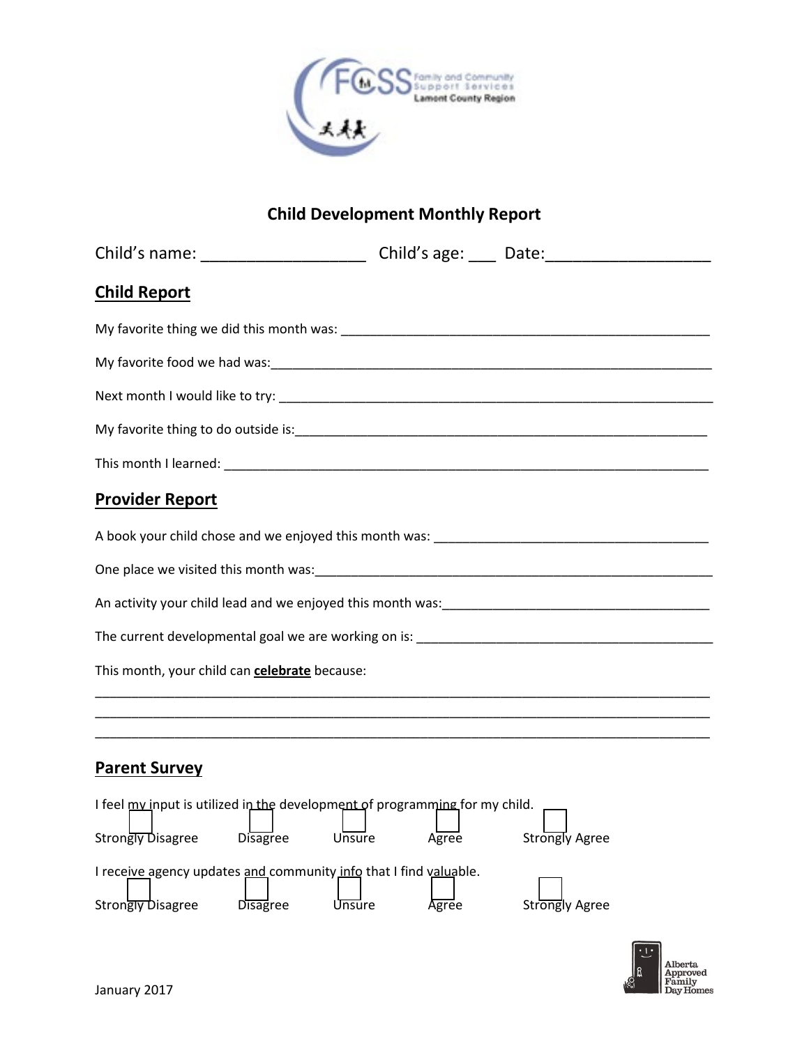# Child Development Monthly Report

Child's name: __________________ Child's age: ___ Date:__________________

## Child Report

My favorite thing we did this month was: ____________________________________________________

My favorite food we had was:_____________________________________________________________

Next month I would like to try: __________________________________________________________

My favorite thing to do outside is:_______________________________________________________

This month I learned: _________________________________________________________________

## Provider Report

A book your child chose and we enjoyed this month was: _____________________________________

One place we visited this month was:______________________________________________________

An activity your child lead and we enjoyed this month was:_____________________________________

The current developmental goal we are working on is: _________________________________________

This month, your child can **celebrate** because:

_____________________________________________________________________________________
_____________________________________________________________________________________
_____________________________________________________________________________________

## Parent Survey

I feel my input is utilized in the development of programming for my child.

☐ Strongly Disagree ☐ Disagree ☐ Unsure ☐ Agree ☐ Strongly Agree

I receive agency updates and community info that I find valuable.

☐ Strongly Disagree ☐ Disagree ☐ Unsure ☐ Agree ☐ Strongly Agree

January 2017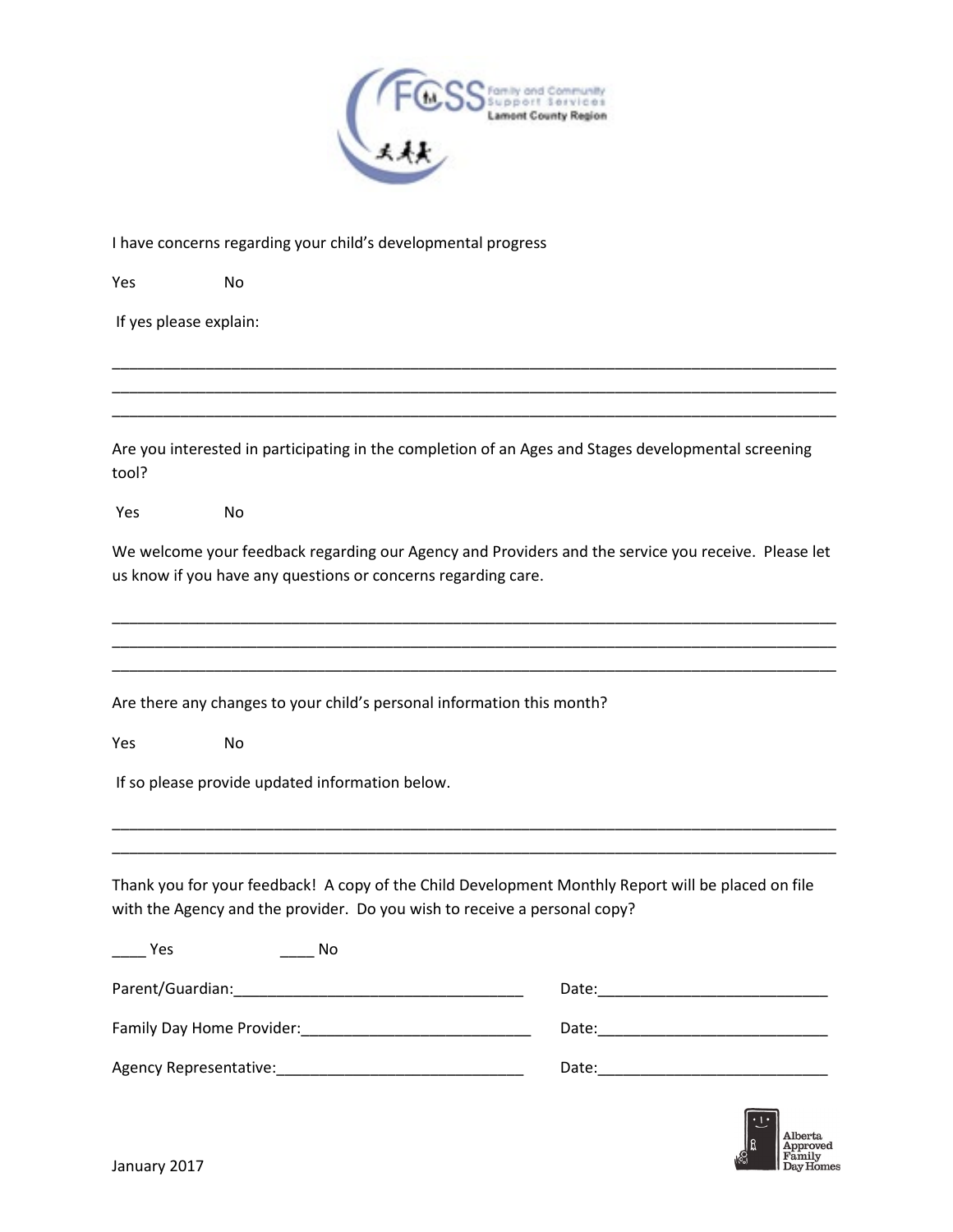I have concerns regarding your child's developmental progress

Yes No

If yes please explain:

______________________________________________________________________________
______________________________________________________________________________
______________________________________________________________________________

Are you interested in participating in the completion of an Ages and Stages developmental screening tool?

Yes No

We welcome your feedback regarding our Agency and Providers and the service you receive. Please let us know if you have any questions or concerns regarding care.

______________________________________________________________________________
______________________________________________________________________________
______________________________________________________________________________

Are there any changes to your child's personal information this month?

Yes No

If so please provide updated information below.

______________________________________________________________________________
______________________________________________________________________________

Thank you for your feedback! A copy of the Child Development Monthly Report will be placed on file with the Agency and the provider. Do you wish to receive a personal copy?

____ Yes ____ No

Parent/Guardian:_________________________________ Date:__________________________

Family Day Home Provider:__________________________ Date:__________________________

Agency Representative:____________________________ Date:__________________________

January 2017